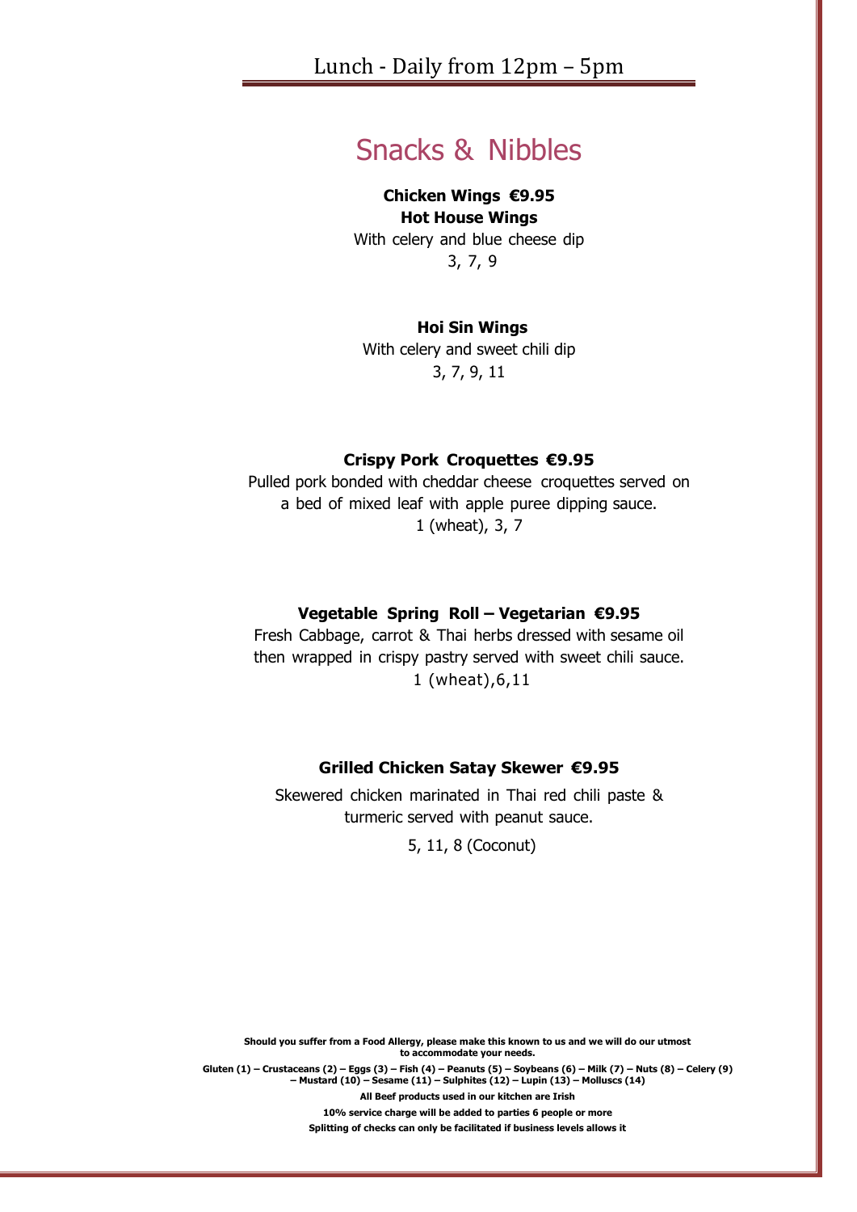# Lunch - Daily from 12pm – 5pm

## Snacks & Nibbles

**Chicken Wings €9.95**

**Hot House Wings**

With celery and blue cheese dip

3, 7, 9

**Hoi Sin Wings**

With celery and sweet chili dip

3, 7, 9, 11

**Crispy Pork Croquettes €9.95**

Pulled pork bonded with cheddar cheese croquettes served on a bed of mixed leaf with apple puree dipping sauce.

1 (wheat), 3, 7

**Vegetable Spring Roll – Vegetarian €9.95**

Fresh Cabbage, carrot & Thai herbs dressed with sesame oil then wrapped in crispy pastry served with sweet chili sauce.

1 (wheat),6,11

**Grilled Chicken Satay Skewer €9.95**

Skewered chicken marinated in Thai red chili paste & turmeric served with peanut sauce.

5, 11, 8 (Coconut)

**Should you suffer from a Food Allergy, please make this known to us and we will do our utmost to accommodate your needs.**

**Gluten (1) – Crustaceans (2) – Eggs (3) – Fish (4) – Peanuts (5) – Soybeans (6) – Milk (7) – Nuts (8) – Celery (9) – Mustard (10) – Sesame (11) – Sulphites (12) – Lupin (13) – Molluscs (14)**

**All Beef products used in our kitchen are Irish**

**10% service charge will be added to parties 6 people or more**

**Splitting of checks can only be facilitated if business levels allows it**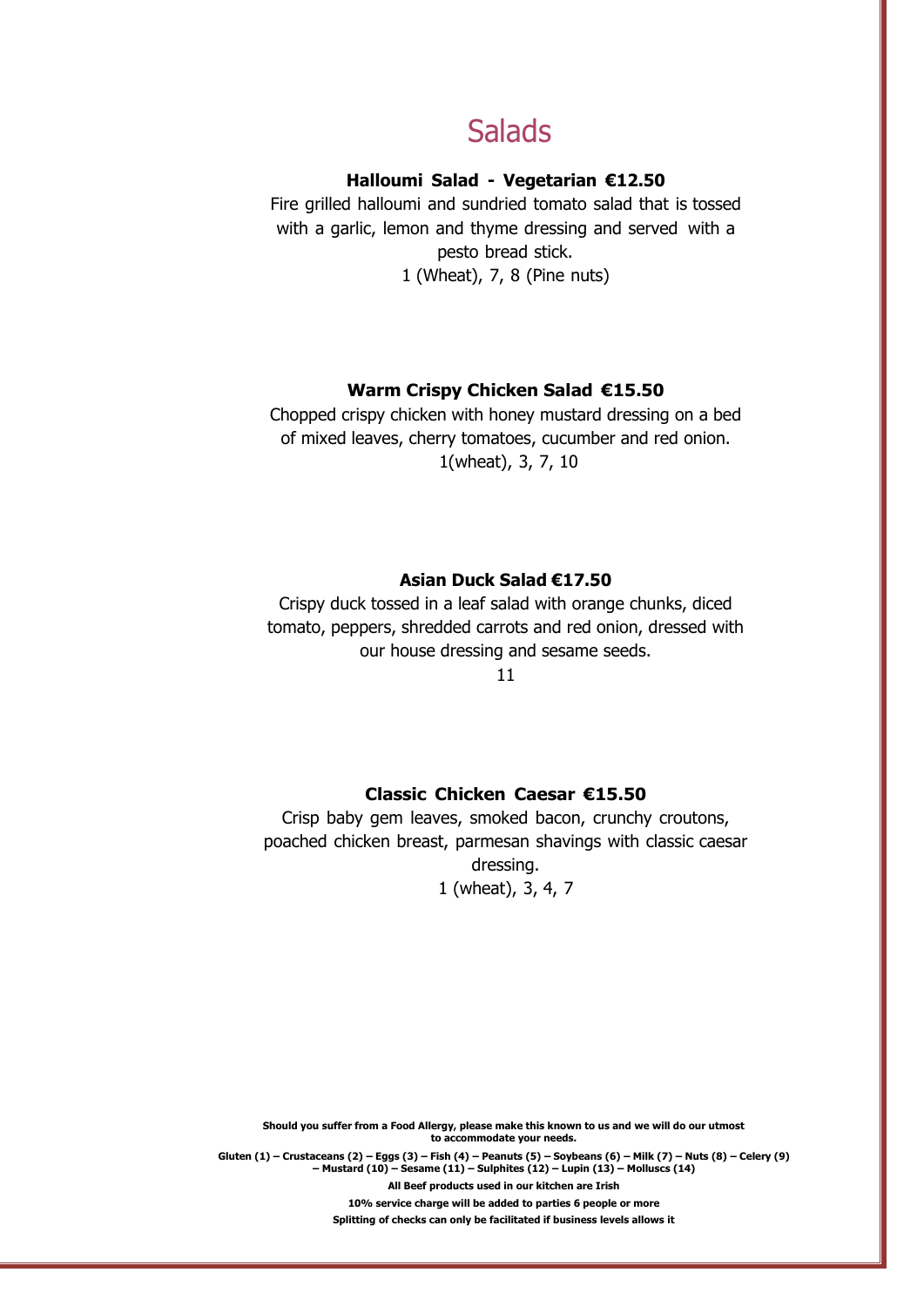# Salads

**Halloumi Salad - Vegetarian €12.50**

Fire grilled halloumi and sundried tomato salad that is tossed with a garlic, lemon and thyme dressing and served with a pesto bread stick.

1 (Wheat), 7, 8 (Pine nuts)

**Warm Crispy Chicken Salad €15.50**

Chopped crispy chicken with honey mustard dressing on a bed of mixed leaves, cherry tomatoes, cucumber and red onion.

1(wheat), 3, 7, 10

**Asian Duck Salad €17.50**

Crispy duck tossed in a leaf salad with orange chunks, diced tomato, peppers, shredded carrots and red onion, dressed with our house dressing and sesame seeds.

11

**Classic Chicken Caesar €15.50**

Crisp baby gem leaves, smoked bacon, crunchy croutons, poached chicken breast, parmesan shavings with classic caesar dressing.

1 (wheat), 3, 4, 7

**Should you suffer from a Food Allergy, please make this known to us and we will do our utmost to accommodate your needs.**

**Gluten (1) – Crustaceans (2) – Eggs (3) – Fish (4) – Peanuts (5) – Soybeans (6) – Milk (7) – Nuts (8) – Celery (9) – Mustard (10) – Sesame (11) – Sulphites (12) – Lupin (13) – Molluscs (14)**

**All Beef products used in our kitchen are Irish**

**10% service charge will be added to parties 6 people or more**

**Splitting of checks can only be facilitated if business levels allows it**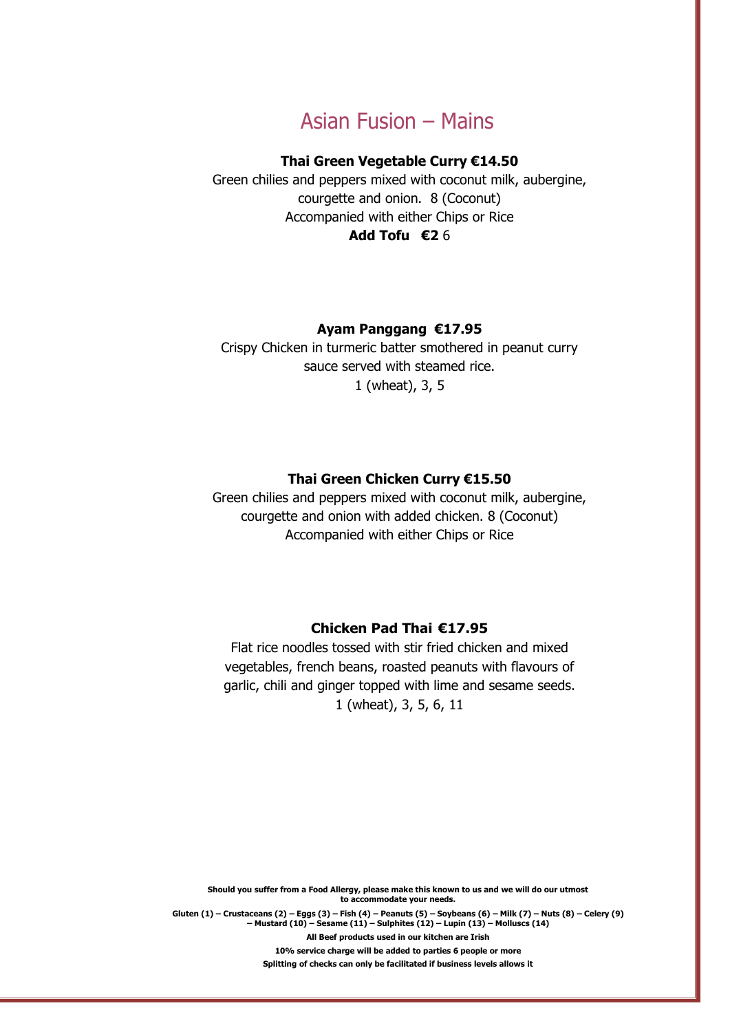# Asian Fusion – Mains

**Thai Green Vegetable Curry €14.50**

Green chilies and peppers mixed with coconut milk, aubergine, courgette and onion. 8 (Coconut)

Accompanied with either Chips or Rice

**Add Tofu €2** 6

**Ayam Panggang €17.95**

Crispy Chicken in turmeric batter smothered in peanut curry sauce served with steamed rice.

1 (wheat), 3, 5

**Thai Green Chicken Curry €15.50**

Green chilies and peppers mixed with coconut milk, aubergine, courgette and onion with added chicken. 8 (Coconut)

Accompanied with either Chips or Rice

**Chicken Pad Thai €17.95**

Flat rice noodles tossed with stir fried chicken and mixed vegetables, french beans, roasted peanuts with flavours of garlic, chili and ginger topped with lime and sesame seeds.

1 (wheat), 3, 5, 6, 11

**Should you suffer from a Food Allergy, please make this known to us and we will do our utmost to accommodate your needs.**

**Gluten (1) – Crustaceans (2) – Eggs (3) – Fish (4) – Peanuts (5) – Soybeans (6) – Milk (7) – Nuts (8) – Celery (9) – Mustard (10) – Sesame (11) – Sulphites (12) – Lupin (13) – Molluscs (14)**

**All Beef products used in our kitchen are Irish**

**10% service charge will be added to parties 6 people or more**

**Splitting of checks can only be facilitated if business levels allows it**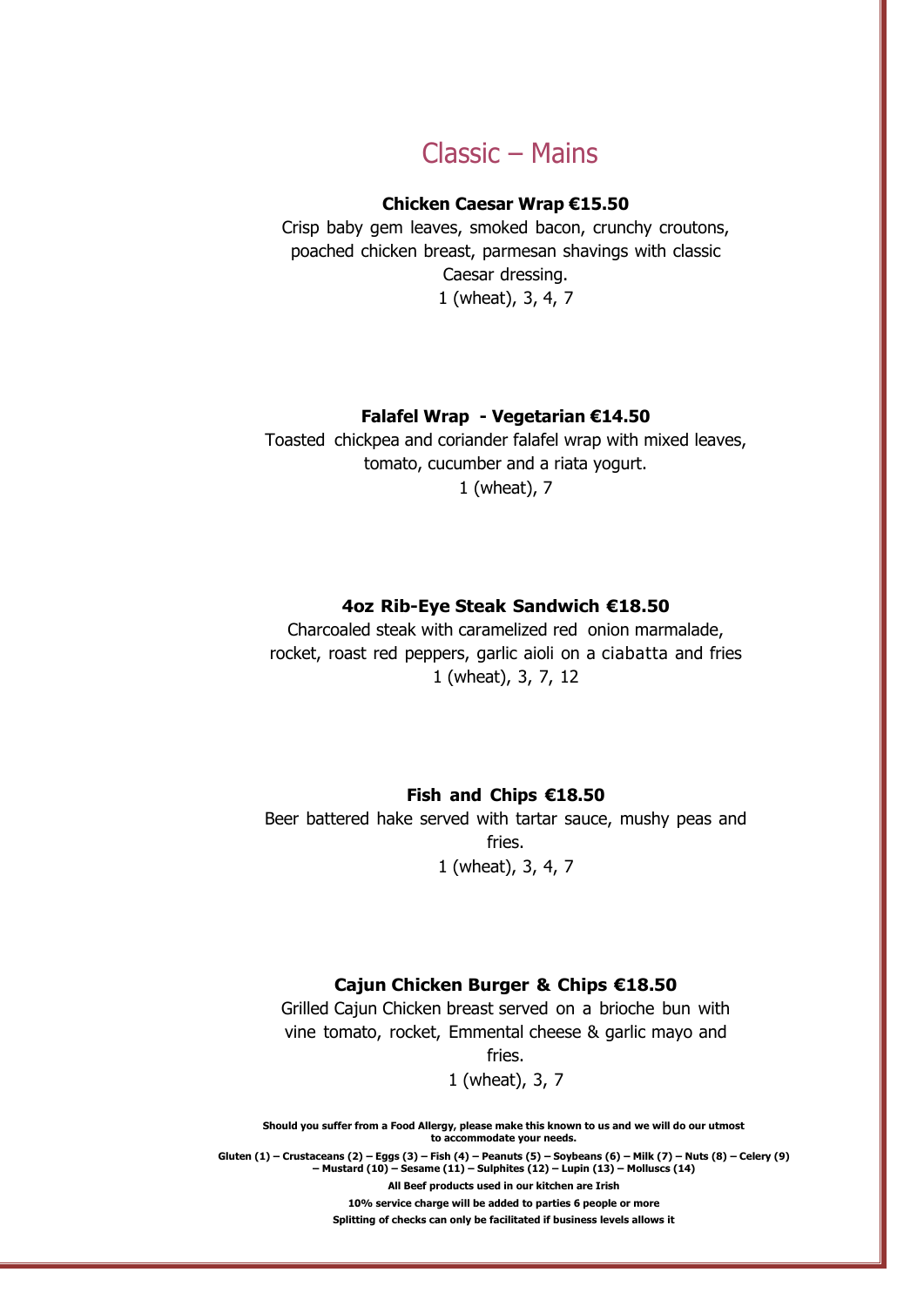# Classic – Mains

**Chicken Caesar Wrap €15.50**

Crisp baby gem leaves, smoked bacon, crunchy croutons, poached chicken breast, parmesan shavings with classic Caesar dressing.

1 (wheat), 3, 4, 7

**Falafel Wrap - Vegetarian €14.50**

Toasted chickpea and coriander falafel wrap with mixed leaves, tomato, cucumber and a riata yogurt.

1 (wheat), 7

**4oz Rib-Eye Steak Sandwich €18.50**

Charcoaled steak with caramelized red onion marmalade, rocket, roast red peppers, garlic aioli on a ciabatta and fries

1 (wheat), 3, 7, 12

**Fish and Chips €18.50**

Beer battered hake served with tartar sauce, mushy peas and fries.

1 (wheat), 3, 4, 7

**Cajun Chicken Burger & Chips €18.50**

Grilled Cajun Chicken breast served on a brioche bun with vine tomato, rocket, Emmental cheese & garlic mayo and fries.

1 (wheat), 3, 7

**Should you suffer from a Food Allergy, please make this known to us and we will do our utmost to accommodate your needs.**

**Gluten (1) – Crustaceans (2) – Eggs (3) – Fish (4) – Peanuts (5) – Soybeans (6) – Milk (7) – Nuts (8) – Celery (9) – Mustard (10) – Sesame (11) – Sulphites (12) – Lupin (13) – Molluscs (14)**

**All Beef products used in our kitchen are Irish**

**10% service charge will be added to parties 6 people or more**

**Splitting of checks can only be facilitated if business levels allows it**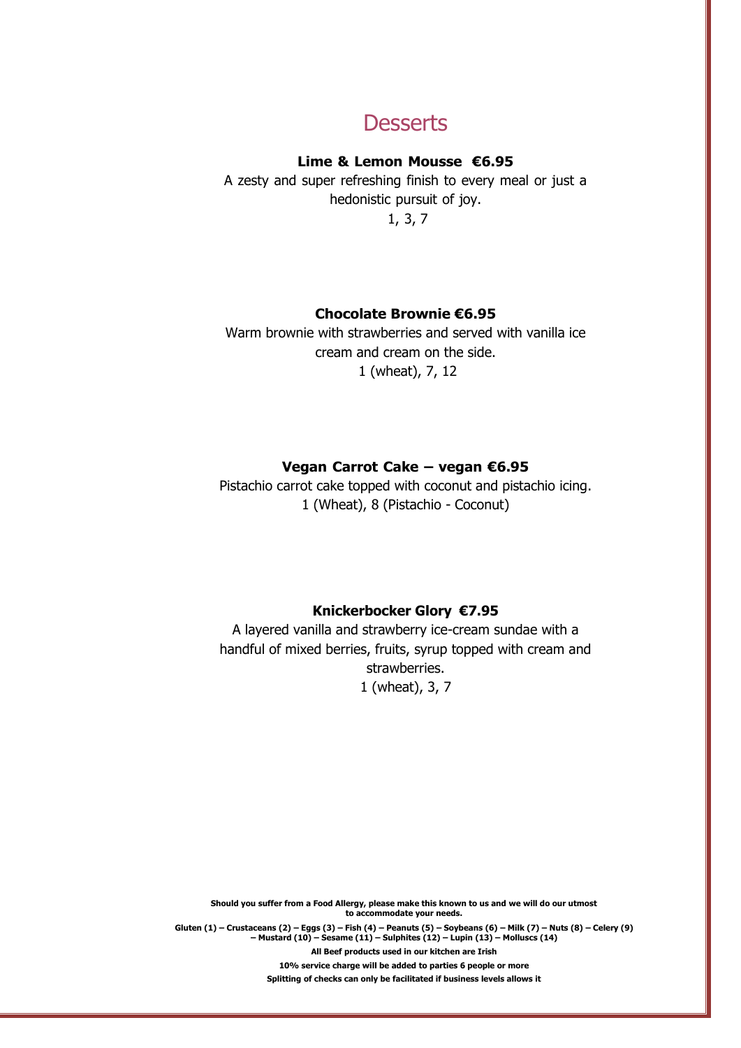# Desserts

**Lime & Lemon Mousse  €6.95**

A zesty and super refreshing finish to every meal or just a hedonistic pursuit of joy.

1, 3, 7

**Chocolate Brownie €6.95**

Warm brownie with strawberries and served with vanilla ice cream and cream on the side.

1 (wheat), 7, 12

**Vegan Carrot Cake – vegan €6.95**

Pistachio carrot cake topped with coconut and pistachio icing.

1 (Wheat), 8 (Pistachio - Coconut)

**Knickerbocker Glory  €7.95**

A layered vanilla and strawberry ice-cream sundae with a handful of mixed berries, fruits, syrup topped with cream and strawberries.

1 (wheat), 3, 7

**Should you suffer from a Food Allergy, please make this known to us and we will do our utmost to accommodate your needs.**

**Gluten (1) – Crustaceans (2) – Eggs (3) – Fish (4) – Peanuts (5) – Soybeans (6) – Milk (7) – Nuts (8) – Celery (9) – Mustard (10) – Sesame (11) – Sulphites (12) – Lupin (13) – Molluscs (14)**

**All Beef products used in our kitchen are Irish**

**10% service charge will be added to parties 6 people or more**

**Splitting of checks can only be facilitated if business levels allows it**